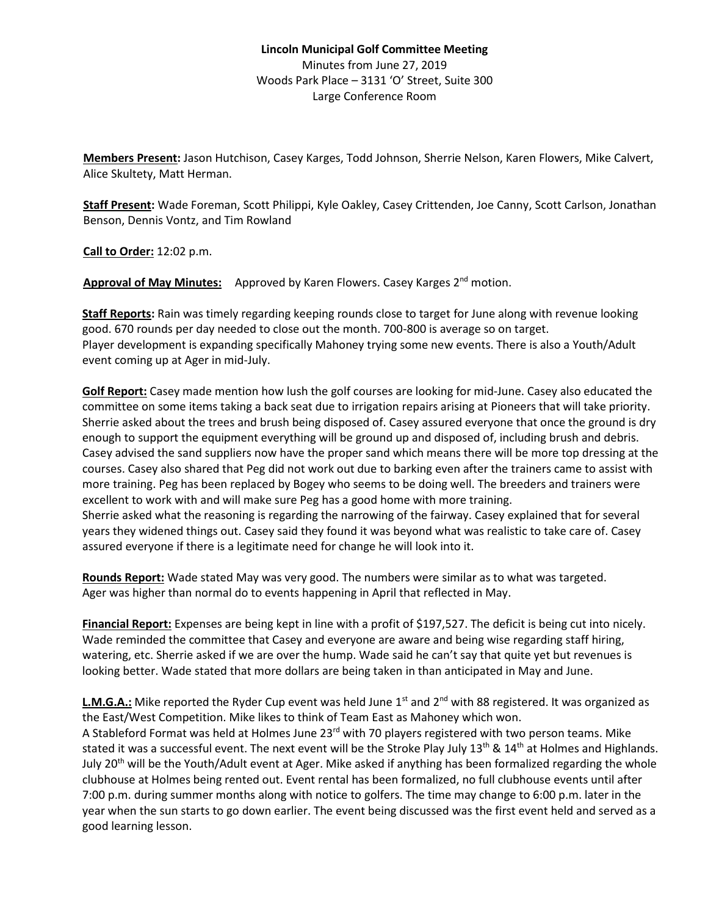**Lincoln Municipal Golf Committee Meeting**

Minutes from June 27, 2019
Woods Park Place – 3131 'O' Street, Suite 300
Large Conference Room

**Members Present:** Jason Hutchison, Casey Karges, Todd Johnson, Sherrie Nelson, Karen Flowers, Mike Calvert, Alice Skultety, Matt Herman.

**Staff Present:** Wade Foreman, Scott Philippi, Kyle Oakley, Casey Crittenden, Joe Canny, Scott Carlson, Jonathan Benson, Dennis Vontz, and Tim Rowland

**Call to Order:** 12:02 p.m.

**Approval of May Minutes:** Approved by Karen Flowers. Casey Karges 2nd motion.

**Staff Reports:** Rain was timely regarding keeping rounds close to target for June along with revenue looking good. 670 rounds per day needed to close out the month. 700-800 is average so on target.
Player development is expanding specifically Mahoney trying some new events. There is also a Youth/Adult event coming up at Ager in mid-July.

**Golf Report:** Casey made mention how lush the golf courses are looking for mid-June. Casey also educated the committee on some items taking a back seat due to irrigation repairs arising at Pioneers that will take priority. Sherrie asked about the trees and brush being disposed of. Casey assured everyone that once the ground is dry enough to support the equipment everything will be ground up and disposed of, including brush and debris. Casey advised the sand suppliers now have the proper sand which means there will be more top dressing at the courses. Casey also shared that Peg did not work out due to barking even after the trainers came to assist with more training. Peg has been replaced by Bogey who seems to be doing well. The breeders and trainers were excellent to work with and will make sure Peg has a good home with more training.
Sherrie asked what the reasoning is regarding the narrowing of the fairway. Casey explained that for several years they widened things out. Casey said they found it was beyond what was realistic to take care of. Casey assured everyone if there is a legitimate need for change he will look into it.

**Rounds Report:** Wade stated May was very good. The numbers were similar as to what was targeted.
Ager was higher than normal do to events happening in April that reflected in May.

**Financial Report:** Expenses are being kept in line with a profit of $197,527. The deficit is being cut into nicely. Wade reminded the committee that Casey and everyone are aware and being wise regarding staff hiring, watering, etc. Sherrie asked if we are over the hump. Wade said he can't say that quite yet but revenues is looking better. Wade stated that more dollars are being taken in than anticipated in May and June.

**L.M.G.A.:** Mike reported the Ryder Cup event was held June 1st and 2nd with 88 registered. It was organized as the East/West Competition. Mike likes to think of Team East as Mahoney which won.
A Stableford Format was held at Holmes June 23rd with 70 players registered with two person teams. Mike stated it was a successful event. The next event will be the Stroke Play July 13th & 14th at Holmes and Highlands. July 20th will be the Youth/Adult event at Ager. Mike asked if anything has been formalized regarding the whole clubhouse at Holmes being rented out. Event rental has been formalized, no full clubhouse events until after 7:00 p.m. during summer months along with notice to golfers. The time may change to 6:00 p.m. later in the year when the sun starts to go down earlier. The event being discussed was the first event held and served as a good learning lesson.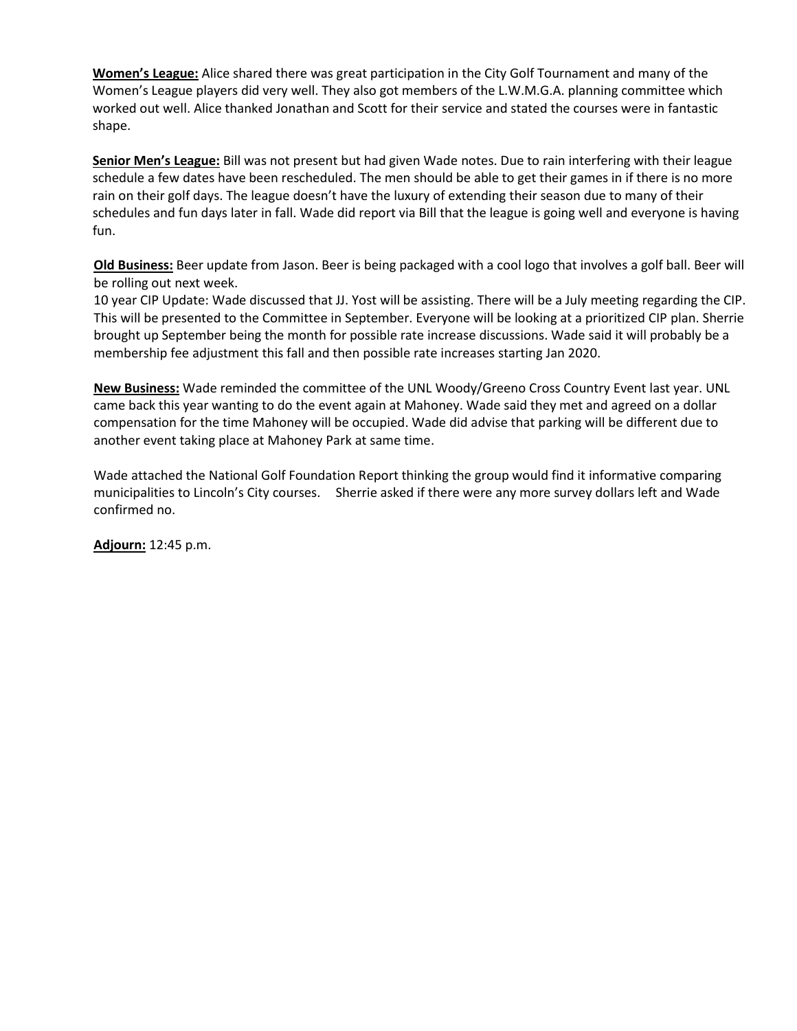**Women's League:** Alice shared there was great participation in the City Golf Tournament and many of the Women's League players did very well. They also got members of the L.W.M.G.A. planning committee which worked out well. Alice thanked Jonathan and Scott for their service and stated the courses were in fantastic shape.

**Senior Men's League:** Bill was not present but had given Wade notes. Due to rain interfering with their league schedule a few dates have been rescheduled. The men should be able to get their games in if there is no more rain on their golf days. The league doesn't have the luxury of extending their season due to many of their schedules and fun days later in fall. Wade did report via Bill that the league is going well and everyone is having fun.

**Old Business:** Beer update from Jason. Beer is being packaged with a cool logo that involves a golf ball. Beer will be rolling out next week.

10 year CIP Update: Wade discussed that JJ. Yost will be assisting. There will be a July meeting regarding the CIP. This will be presented to the Committee in September. Everyone will be looking at a prioritized CIP plan. Sherrie brought up September being the month for possible rate increase discussions. Wade said it will probably be a membership fee adjustment this fall and then possible rate increases starting Jan 2020.

**New Business:** Wade reminded the committee of the UNL Woody/Greeno Cross Country Event last year. UNL came back this year wanting to do the event again at Mahoney. Wade said they met and agreed on a dollar compensation for the time Mahoney will be occupied. Wade did advise that parking will be different due to another event taking place at Mahoney Park at same time.

Wade attached the National Golf Foundation Report thinking the group would find it informative comparing municipalities to Lincoln's City courses. Sherrie asked if there were any more survey dollars left and Wade confirmed no.

**Adjourn:** 12:45 p.m.